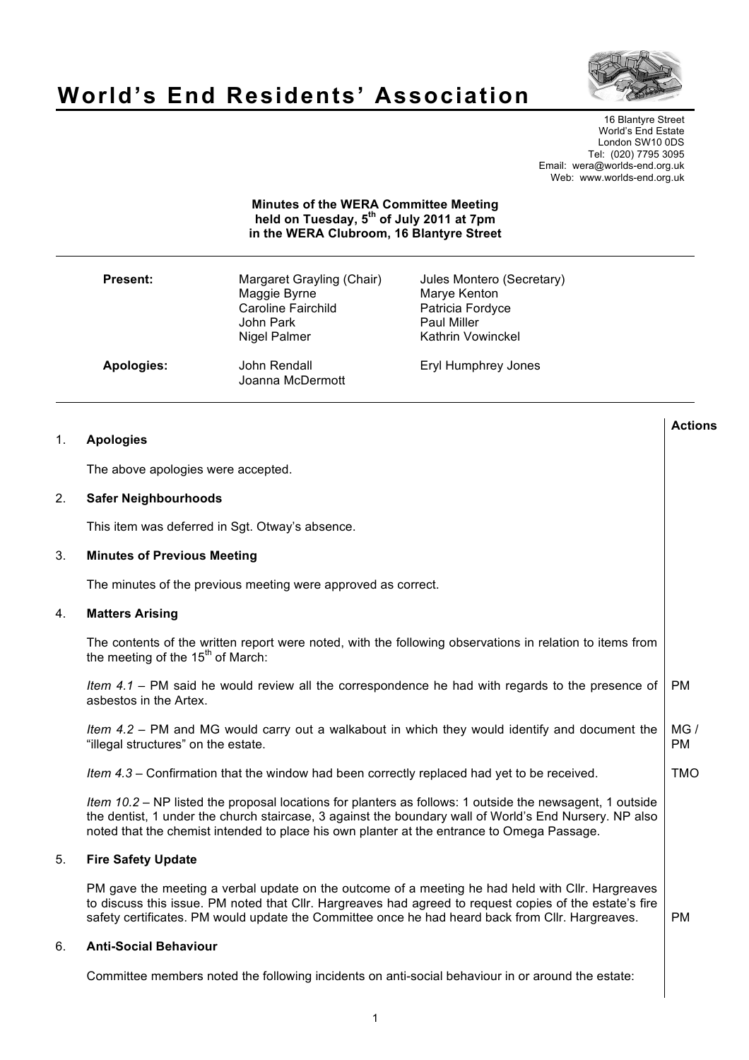# World's End Residents' Association

16 Blantyre Street
World's End Estate
London SW10 0DS
Tel: (020) 7795 3095
Email: wera@worlds-end.org.uk
Web: www.worlds-end.org.uk

**Minutes of the WERA Committee Meeting held on Tuesday, 5th of July 2011 at 7pm in the WERA Clubroom, 16 Blantyre Street**

| | | |
|---|---|---|
| **Present:** | Margaret Grayling (Chair) | Jules Montero (Secretary) |
| | Maggie Byrne | Marye Kenton |
| | Caroline Fairchild | Patricia Fordyce |
| | John Park | Paul Miller |
| | Nigel Palmer | Kathrin Vowinckel |
| **Apologies:** | John Rendall | Eryl Humphrey Jones |
| | Joanna McDermott | |

| | | **Actions** |
|---|---|---|
| 1. | **Apologies** | |
| | The above apologies were accepted. | |
| 2. | **Safer Neighbourhoods** | |
| | This item was deferred in Sgt. Otway's absence. | |
| 3. | **Minutes of Previous Meeting** | |
| | The minutes of the previous meeting were approved as correct. | |
| 4. | **Matters Arising** | |
| | The contents of the written report were noted, with the following observations in relation to items from the meeting of the 15th of March: | |
| | *Item 4.1* – PM said he would review all the correspondence he had with regards to the presence of asbestos in the Artex. | PM |
| | *Item 4.2* – PM and MG would carry out a walkabout in which they would identify and document the "illegal structures" on the estate. | MG / PM |
| | *Item 4.3* – Confirmation that the window had been correctly replaced had yet to be received. | TMO |
| | *Item 10.2* – NP listed the proposal locations for planters as follows: 1 outside the newsagent, 1 outside the dentist, 1 under the church staircase, 3 against the boundary wall of World's End Nursery. NP also noted that the chemist intended to place his own planter at the entrance to Omega Passage. | |
| 5. | **Fire Safety Update** | |
| | PM gave the meeting a verbal update on the outcome of a meeting he had held with Cllr. Hargreaves to discuss this issue. PM noted that Cllr. Hargreaves had agreed to request copies of the estate's fire safety certificates. PM would update the Committee once he had heard back from Cllr. Hargreaves. | PM |
| 6. | **Anti-Social Behaviour** | |
| | Committee members noted the following incidents on anti-social behaviour in or around the estate: | |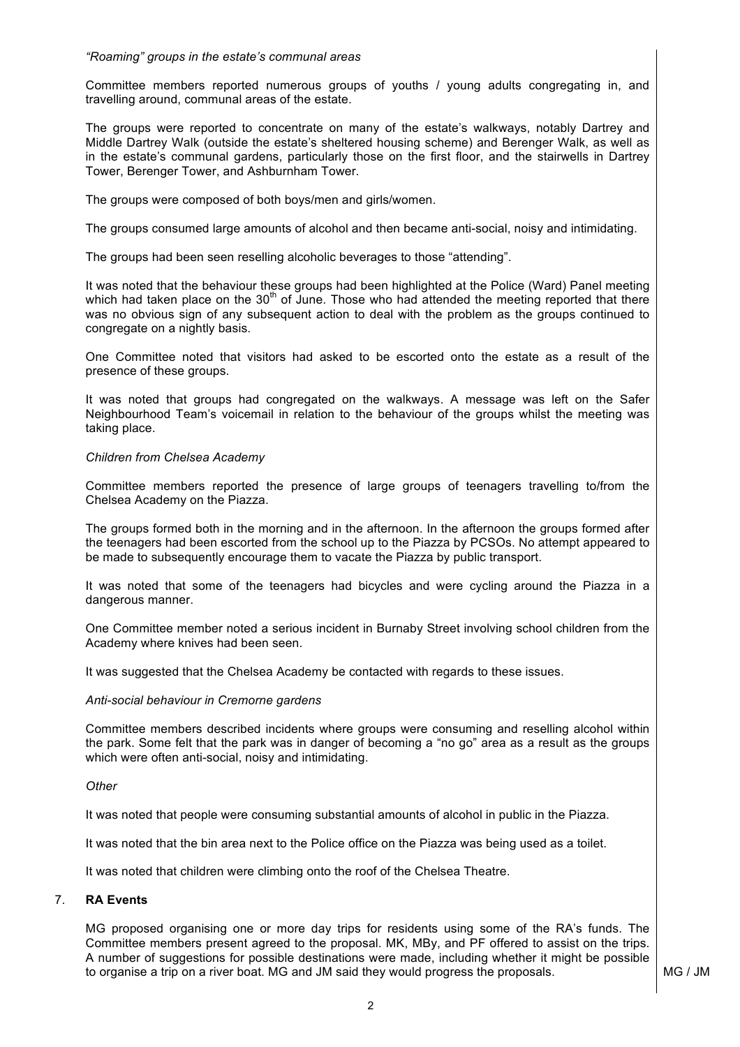*"Roaming" groups in the estate's communal areas*

Committee members reported numerous groups of youths / young adults congregating in, and travelling around, communal areas of the estate.

The groups were reported to concentrate on many of the estate's walkways, notably Dartrey and Middle Dartrey Walk (outside the estate's sheltered housing scheme) and Berenger Walk, as well as in the estate's communal gardens, particularly those on the first floor, and the stairwells in Dartrey Tower, Berenger Tower, and Ashburnham Tower.

The groups were composed of both boys/men and girls/women.

The groups consumed large amounts of alcohol and then became anti-social, noisy and intimidating.

The groups had been seen reselling alcoholic beverages to those "attending".

It was noted that the behaviour these groups had been highlighted at the Police (Ward) Panel meeting which had taken place on the 30th of June. Those who had attended the meeting reported that there was no obvious sign of any subsequent action to deal with the problem as the groups continued to congregate on a nightly basis.

One Committee noted that visitors had asked to be escorted onto the estate as a result of the presence of these groups.

It was noted that groups had congregated on the walkways. A message was left on the Safer Neighbourhood Team's voicemail in relation to the behaviour of the groups whilst the meeting was taking place.

*Children from Chelsea Academy*

Committee members reported the presence of large groups of teenagers travelling to/from the Chelsea Academy on the Piazza.

The groups formed both in the morning and in the afternoon. In the afternoon the groups formed after the teenagers had been escorted from the school up to the Piazza by PCSOs. No attempt appeared to be made to subsequently encourage them to vacate the Piazza by public transport.

It was noted that some of the teenagers had bicycles and were cycling around the Piazza in a dangerous manner.

One Committee member noted a serious incident in Burnaby Street involving school children from the Academy where knives had been seen.

It was suggested that the Chelsea Academy be contacted with regards to these issues.

*Anti-social behaviour in Cremorne gardens*

Committee members described incidents where groups were consuming and reselling alcohol within the park. Some felt that the park was in danger of becoming a "no go" area as a result as the groups which were often anti-social, noisy and intimidating.

*Other*

It was noted that people were consuming substantial amounts of alcohol in public in the Piazza.

It was noted that the bin area next to the Police office on the Piazza was being used as a toilet.

It was noted that children were climbing onto the roof of the Chelsea Theatre.

7. **RA Events**

MG proposed organising one or more day trips for residents using some of the RA's funds. The Committee members present agreed to the proposal. MK, MBy, and PF offered to assist on the trips. A number of suggestions for possible destinations were made, including whether it might be possible to organise a trip on a river boat. MG and JM said they would progress the proposals. **MG / JM**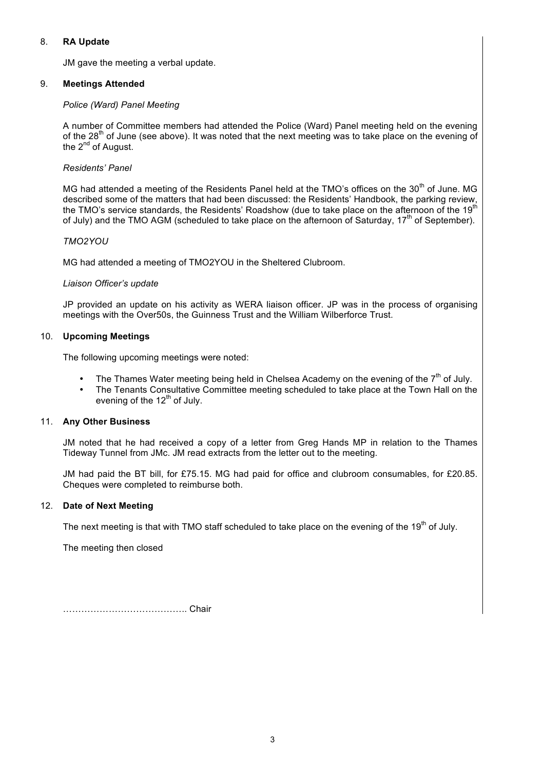## 8. **RA Update**

JM gave the meeting a verbal update.

## 9. **Meetings Attended**

*Police (Ward) Panel Meeting*

A number of Committee members had attended the Police (Ward) Panel meeting held on the evening of the 28th of June (see above). It was noted that the next meeting was to take place on the evening of the 2nd of August.

*Residents' Panel*

MG had attended a meeting of the Residents Panel held at the TMO's offices on the 30th of June. MG described some of the matters that had been discussed: the Residents' Handbook, the parking review, the TMO's service standards, the Residents' Roadshow (due to take place on the afternoon of the 19th of July) and the TMO AGM (scheduled to take place on the afternoon of Saturday, 17th of September).

*TMO2YOU*

MG had attended a meeting of TMO2YOU in the Sheltered Clubroom.

*Liaison Officer's update*

JP provided an update on his activity as WERA liaison officer. JP was in the process of organising meetings with the Over50s, the Guinness Trust and the William Wilberforce Trust.

## 10. **Upcoming Meetings**

The following upcoming meetings were noted:

- The Thames Water meeting being held in Chelsea Academy on the evening of the 7th of July.
- The Tenants Consultative Committee meeting scheduled to take place at the Town Hall on the evening of the 12th of July.

## 11. **Any Other Business**

JM noted that he had received a copy of a letter from Greg Hands MP in relation to the Thames Tideway Tunnel from JMc. JM read extracts from the letter out to the meeting.

JM had paid the BT bill, for £75.15. MG had paid for office and clubroom consumables, for £20.85. Cheques were completed to reimburse both.

## 12. **Date of Next Meeting**

The next meeting is that with TMO staff scheduled to take place on the evening of the 19th of July.

The meeting then closed

………………………………….. Chair